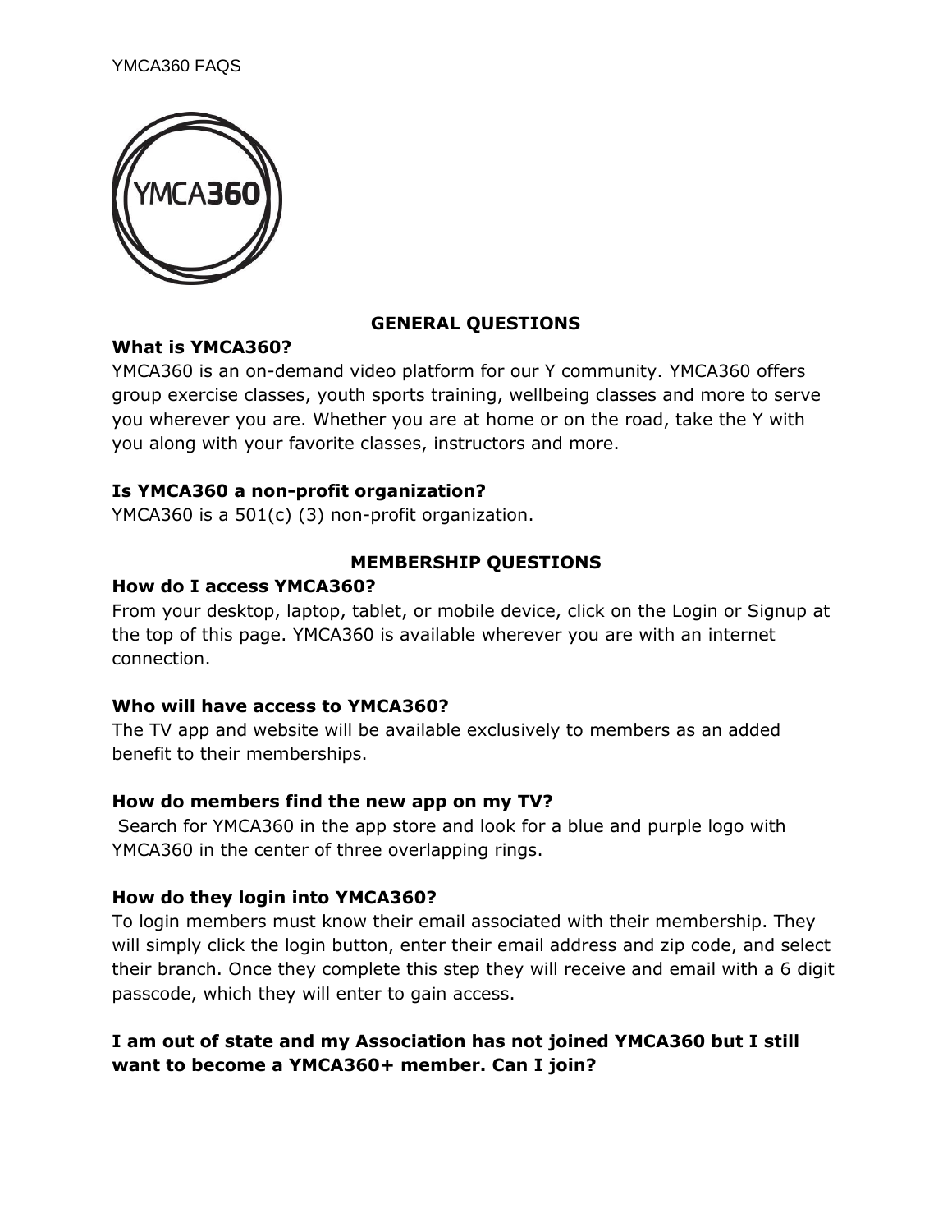YMCA360 FAQS

## GENERAL QUESTIONS

**What is YMCA360?**

YMCA360 is an on-demand video platform for our Y community. YMCA360 offers group exercise classes, youth sports training, wellbeing classes and more to serve you wherever you are. Whether you are at home or on the road, take the Y with you along with your favorite classes, instructors and more.

**Is YMCA360 a non-profit organization?**

YMCA360 is a 501(c) (3) non-profit organization.

## MEMBERSHIP QUESTIONS

**How do I access YMCA360?**

From your desktop, laptop, tablet, or mobile device, click on the Login or Signup at the top of this page. YMCA360 is available wherever you are with an internet connection.

**Who will have access to YMCA360?**

The TV app and website will be available exclusively to members as an added benefit to their memberships.

**How do members find the new app on my TV?**

Search for YMCA360 in the app store and look for a blue and purple logo with YMCA360 in the center of three overlapping rings.

**How do they login into YMCA360?**

To login members must know their email associated with their membership. They will simply click the login button, enter their email address and zip code, and select their branch. Once they complete this step they will receive and email with a 6 digit passcode, which they will enter to gain access.

**I am out of state and my Association has not joined YMCA360 but I still want to become a YMCA360+ member. Can I join?**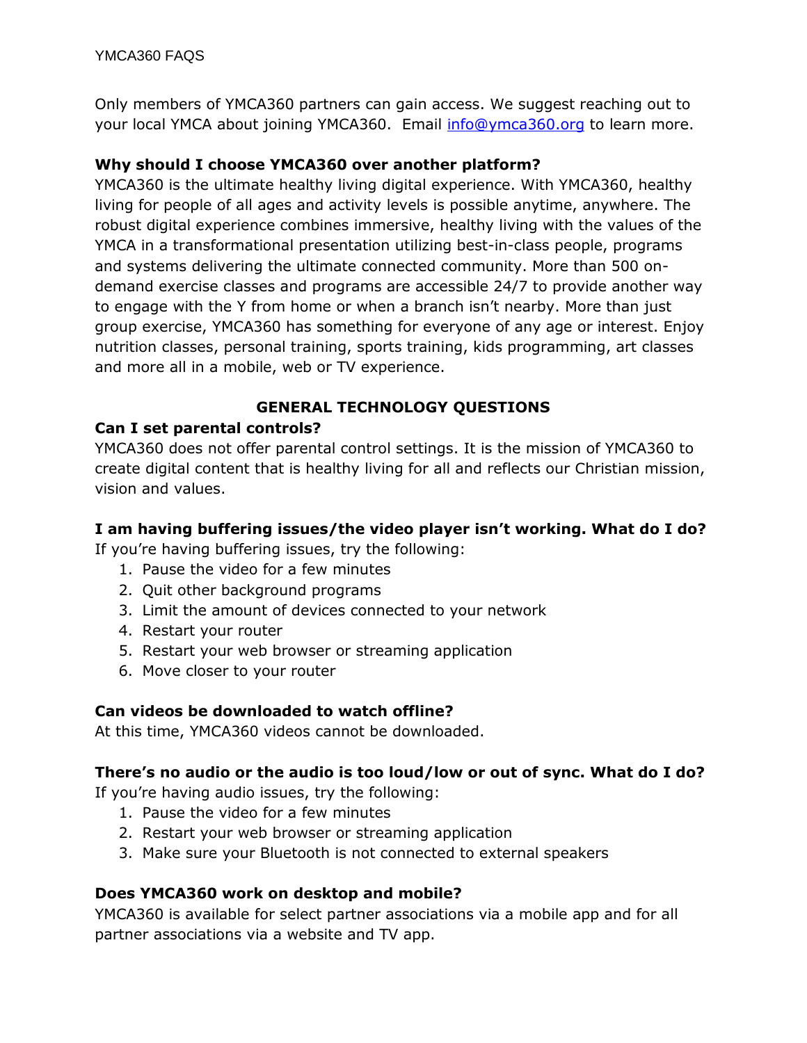Only members of YMCA360 partners can gain access. We suggest reaching out to your local YMCA about joining YMCA360. Email [info@ymca360.org](mailto:info@ymca360.org) to learn more.

**Why should I choose YMCA360 over another platform?**

YMCA360 is the ultimate healthy living digital experience. With YMCA360, healthy living for people of all ages and activity levels is possible anytime, anywhere. The robust digital experience combines immersive, healthy living with the values of the YMCA in a transformational presentation utilizing best-in-class people, programs and systems delivering the ultimate connected community. More than 500 on-demand exercise classes and programs are accessible 24/7 to provide another way to engage with the Y from home or when a branch isn't nearby. More than just group exercise, YMCA360 has something for everyone of any age or interest. Enjoy nutrition classes, personal training, sports training, kids programming, art classes and more all in a mobile, web or TV experience.

## GENERAL TECHNOLOGY QUESTIONS

**Can I set parental controls?**

YMCA360 does not offer parental control settings. It is the mission of YMCA360 to create digital content that is healthy living for all and reflects our Christian mission, vision and values.

**I am having buffering issues/the video player isn't working. What do I do?**

If you're having buffering issues, try the following:

1. Pause the video for a few minutes
2. Quit other background programs
3. Limit the amount of devices connected to your network
4. Restart your router
5. Restart your web browser or streaming application
6. Move closer to your router

**Can videos be downloaded to watch offline?**

At this time, YMCA360 videos cannot be downloaded.

**There's no audio or the audio is too loud/low or out of sync. What do I do?**

If you're having audio issues, try the following:

1. Pause the video for a few minutes
2. Restart your web browser or streaming application
3. Make sure your Bluetooth is not connected to external speakers

**Does YMCA360 work on desktop and mobile?**

YMCA360 is available for select partner associations via a mobile app and for all partner associations via a website and TV app.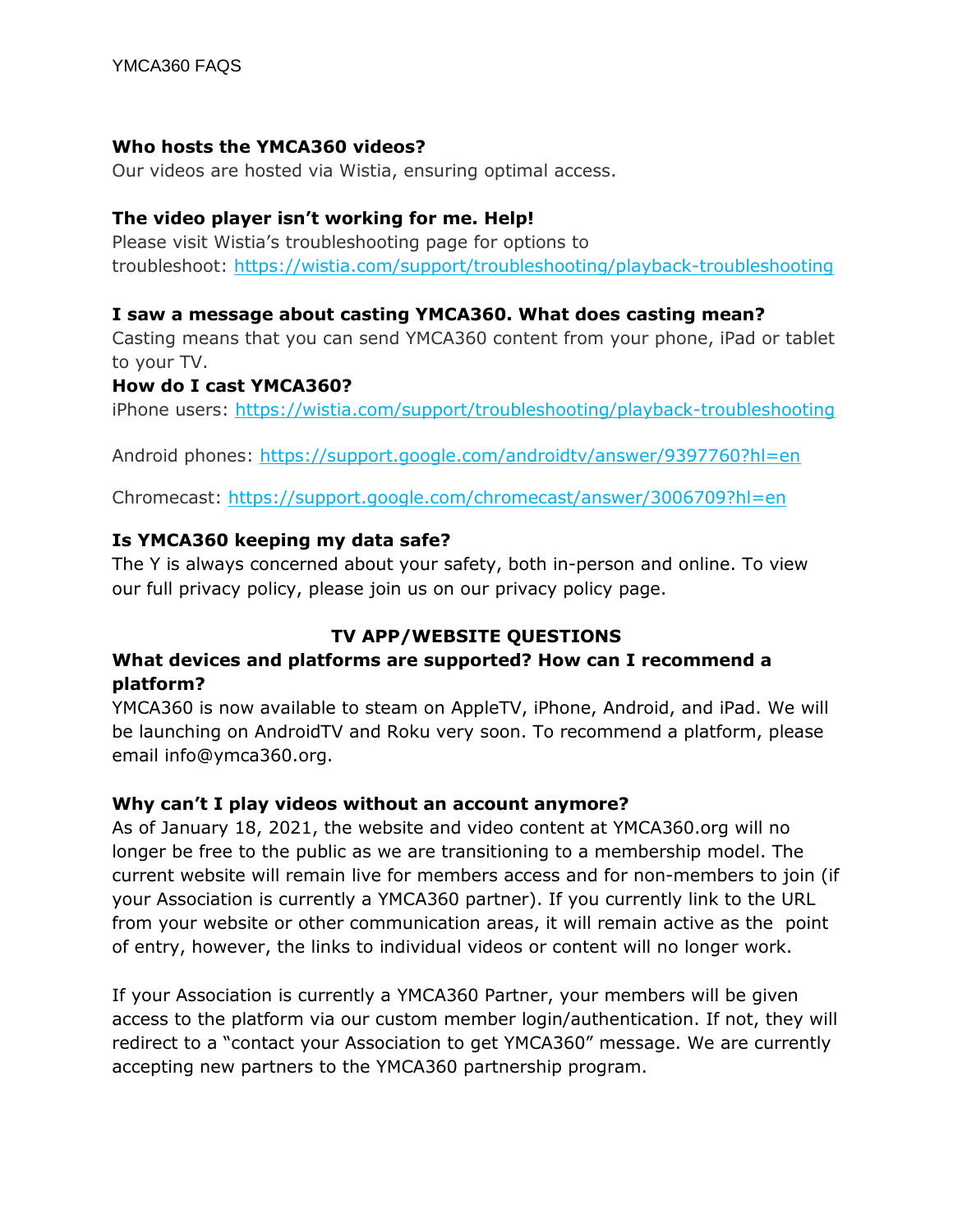**Who hosts the YMCA360 videos?**

Our videos are hosted via Wistia, ensuring optimal access.

**The video player isn't working for me. Help!**

Please visit Wistia's troubleshooting page for options to troubleshoot: https://wistia.com/support/troubleshooting/playback-troubleshooting

**I saw a message about casting YMCA360. What does casting mean?**

Casting means that you can send YMCA360 content from your phone, iPad or tablet to your TV.

**How do I cast YMCA360?**

iPhone users: https://wistia.com/support/troubleshooting/playback-troubleshooting

Android phones: https://support.google.com/androidtv/answer/9397760?hl=en

Chromecast: https://support.google.com/chromecast/answer/3006709?hl=en

**Is YMCA360 keeping my data safe?**

The Y is always concerned about your safety, both in-person and online. To view our full privacy policy, please join us on our privacy policy page.

## TV APP/WEBSITE QUESTIONS

**What devices and platforms are supported? How can I recommend a platform?**

YMCA360 is now available to steam on AppleTV, iPhone, Android, and iPad. We will be launching on AndroidTV and Roku very soon. To recommend a platform, please email info@ymca360.org.

**Why can't I play videos without an account anymore?**

As of January 18, 2021, the website and video content at YMCA360.org will no longer be free to the public as we are transitioning to a membership model. The current website will remain live for members access and for non-members to join (if your Association is currently a YMCA360 partner). If you currently link to the URL from your website or other communication areas, it will remain active as the point of entry, however, the links to individual videos or content will no longer work.

If your Association is currently a YMCA360 Partner, your members will be given access to the platform via our custom member login/authentication. If not, they will redirect to a "contact your Association to get YMCA360" message. We are currently accepting new partners to the YMCA360 partnership program.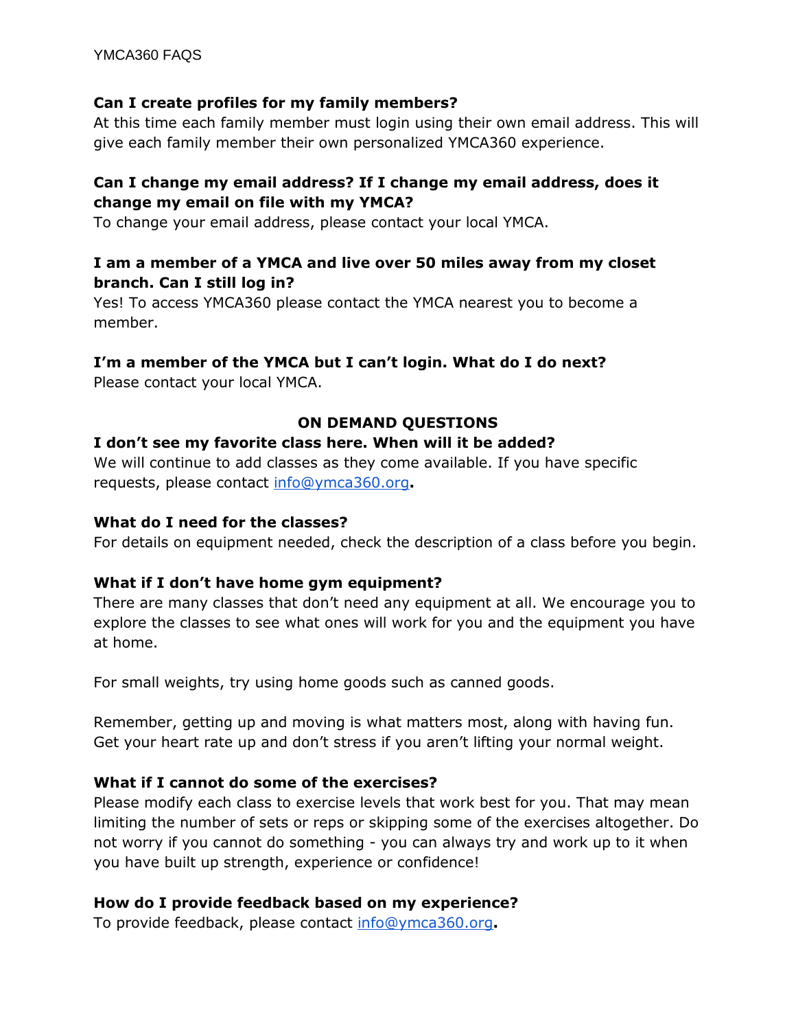**Can I create profiles for my family members?**
At this time each family member must login using their own email address. This will give each family member their own personalized YMCA360 experience.

**Can I change my email address? If I change my email address, does it change my email on file with my YMCA?**
To change your email address, please contact your local YMCA.

**I am a member of a YMCA and live over 50 miles away from my closet branch. Can I still log in?**
Yes! To access YMCA360 please contact the YMCA nearest you to become a member.

**I'm a member of the YMCA but I can't login. What do I do next?**
Please contact your local YMCA.

## ON DEMAND QUESTIONS

**I don't see my favorite class here. When will it be added?**
We will continue to add classes as they come available. If you have specific requests, please contact info@ymca360.org**.**

**What do I need for the classes?**
For details on equipment needed, check the description of a class before you begin.

**What if I don't have home gym equipment?**
There are many classes that don't need any equipment at all. We encourage you to explore the classes to see what ones will work for you and the equipment you have at home.

For small weights, try using home goods such as canned goods.

Remember, getting up and moving is what matters most, along with having fun. Get your heart rate up and don't stress if you aren't lifting your normal weight.

**What if I cannot do some of the exercises?**
Please modify each class to exercise levels that work best for you. That may mean limiting the number of sets or reps or skipping some of the exercises altogether. Do not worry if you cannot do something - you can always try and work up to it when you have built up strength, experience or confidence!

**How do I provide feedback based on my experience?**
To provide feedback, please contact info@ymca360.org**.**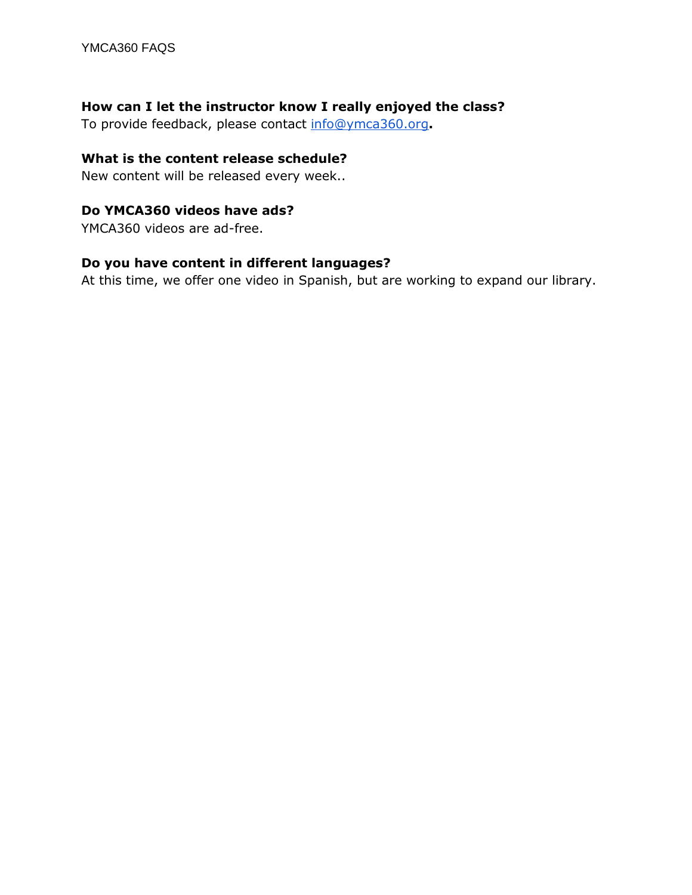**How can I let the instructor know I really enjoyed the class?**
To provide feedback, please contact info@ymca360.org**.**

**What is the content release schedule?**
New content will be released every week..

**Do YMCA360 videos have ads?**
YMCA360 videos are ad-free.

**Do you have content in different languages?**
At this time, we offer one video in Spanish, but are working to expand our library.